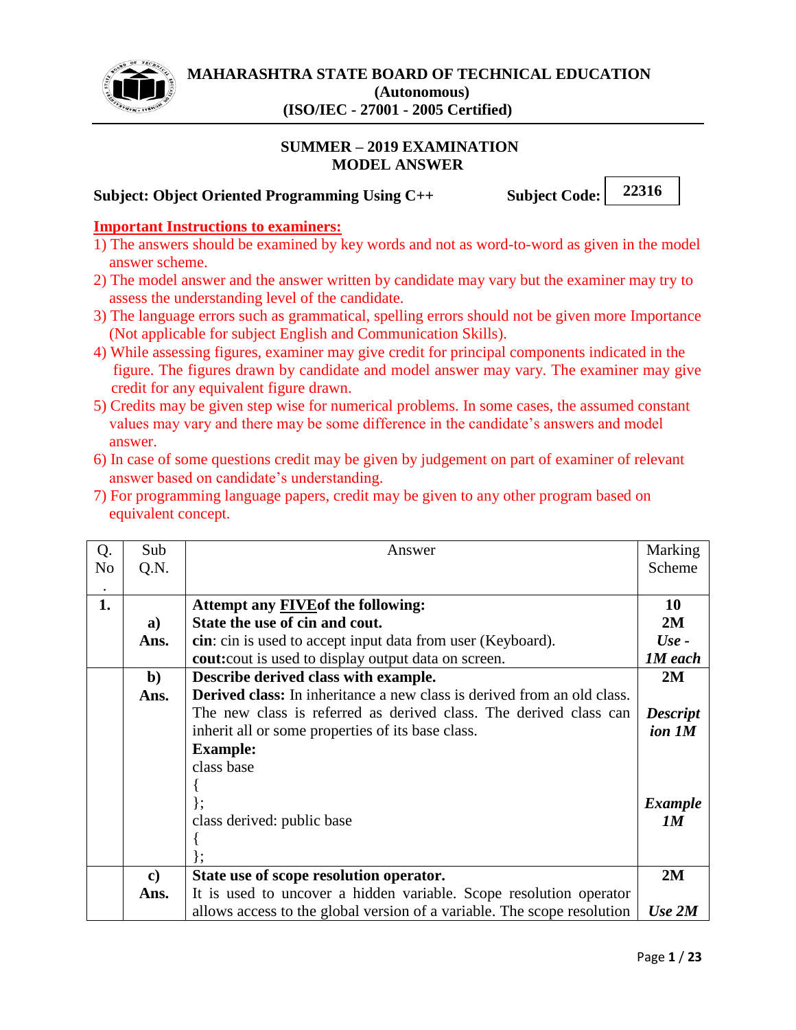# MAHARASHTRA STATE BOARD OF TECHNICAL EDUCATION

**(Autonomous)**

**(ISO/IEC - 27001 - 2005 Certified)**

## SUMMER – 2019 EXAMINATION
## MODEL ANSWER

**Subject: Object Oriented Programming Using C++** **Subject Code: 22316**

**Important Instructions to examiners:**

1) The answers should be examined by key words and not as word-to-word as given in the model answer scheme.
2) The model answer and the answer written by candidate may vary but the examiner may try to assess the understanding level of the candidate.
3) The language errors such as grammatical, spelling errors should not be given more Importance (Not applicable for subject English and Communication Skills).
4) While assessing figures, examiner may give credit for principal components indicated in the figure. The figures drawn by candidate and model answer may vary. The examiner may give credit for any equivalent figure drawn.
5) Credits may be given step wise for numerical problems. In some cases, the assumed constant values may vary and there may be some difference in the candidate's answers and model answer.
6) In case of some questions credit may be given by judgement on part of examiner of relevant answer based on candidate's understanding.
7) For programming language papers, credit may be given to any other program based on equivalent concept.

| Q. No. | Sub Q.N. | Answer | Marking Scheme |
|---|---|---|---|
| **1.** | | **Attempt any FIVEof the following:** | **10** |
| | **a)** | **State the use of cin and cout.** | **2M** |
| | **Ans.** | **cin**: cin is used to accept input data from user (Keyboard).<br>**cout:**cout is used to display output data on screen. | ***Use - 1M each*** |
| | **b)** | **Describe derived class with example.** | **2M** |
| | **Ans.** | **Derived class:** In inheritance a new class is derived from an old class. The new class is referred as derived class. The derived class can inherit all or some properties of its base class.<br>**Example:**<br>class base<br>{<br>};<br>class derived: public base<br>{<br>}; | ***Description 1M***<br><br>***Example 1M*** |
| | **c)** | **State use of scope resolution operator.** | **2M** |
| | **Ans.** | It is used to uncover a hidden variable. Scope resolution operator allows access to the global version of a variable. The scope resolution | ***Use 2M*** |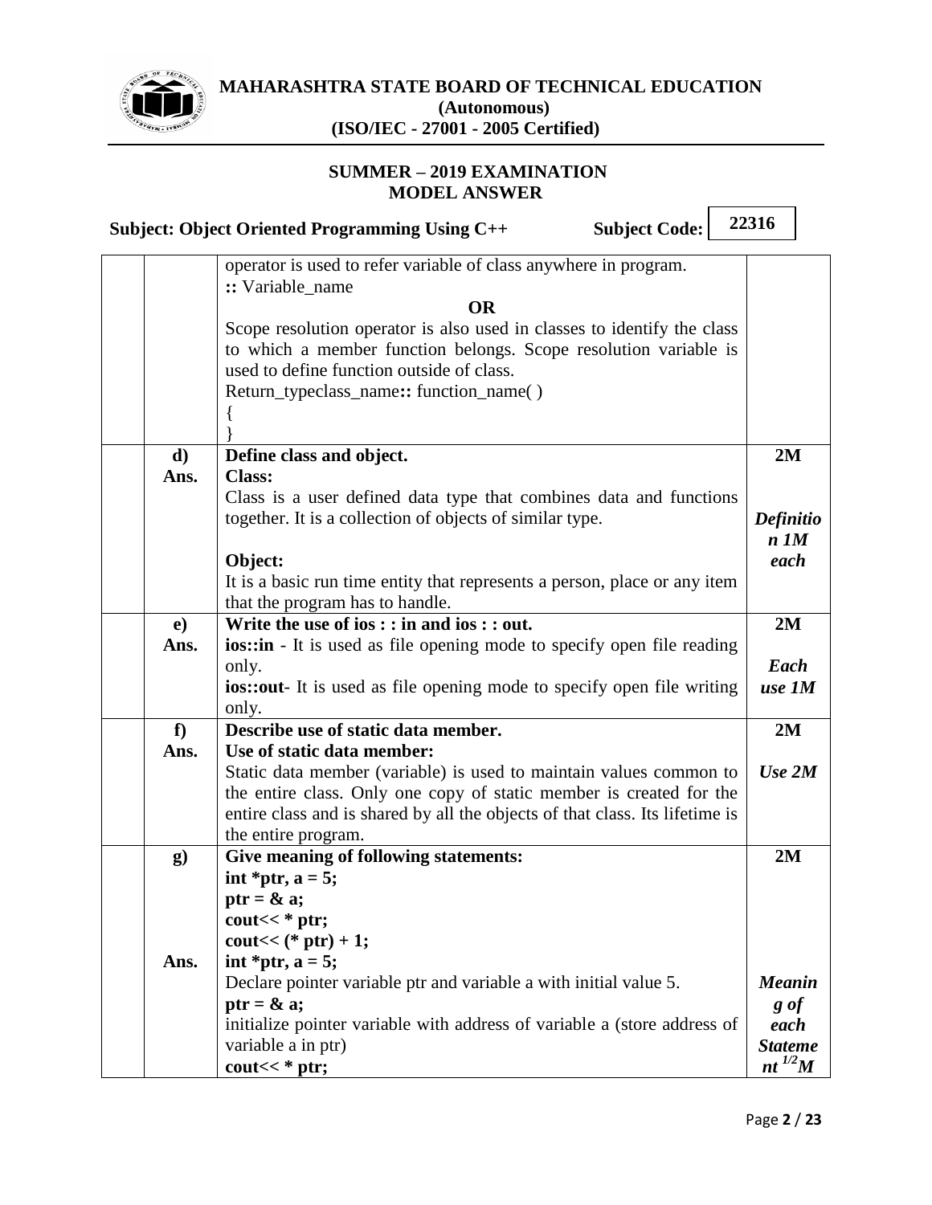| | | | |
|---|---|---|---|
| | | operator is used to refer variable of class anywhere in program.<br>**::** Variable_name<br>**OR**<br>Scope resolution operator is also used in classes to identify the class to which a member function belongs. Scope resolution variable is used to define function outside of class.<br>Return_typeclass_name**::** function_name( )<br>{<br>} | |
| | **d)** | **Define class and object.** | **2M** |
| | **Ans.** | **Class:**<br>Class is a user defined data type that combines data and functions together. It is a collection of objects of similar type.<br><br>**Object:**<br>It is a basic run time entity that represents a person, place or any item that the program has to handle. | ***Definition 1M each*** |
| | **e)** | **Write the use of ios : : in and ios : : out.** | **2M** |
| | **Ans.** | **ios::in** - It is used as file opening mode to specify open file reading only.<br>**ios::out**- It is used as file opening mode to specify open file writing only. | ***Each use 1M*** |
| | **f)** | **Describe use of static data member.** | **2M** |
| | **Ans.** | **Use of static data member:**<br>Static data member (variable) is used to maintain values common to the entire class. Only one copy of static member is created for the entire class and is shared by all the objects of that class. Its lifetime is the entire program. | ***Use 2M*** |
| | **g)** | **Give meaning of following statements:**<br>**int *ptr, a = 5;**<br>**ptr = & a;**<br>**cout<< * ptr;**<br>**cout<< (* ptr) + 1;** | **2M** |
| | **Ans.** | **int *ptr, a = 5;**<br>Declare pointer variable ptr and variable a with initial value 5.<br>**ptr = & a;**<br>initialize pointer variable with address of variable a (store address of variable a in ptr)<br>**cout<< * ptr;** | ***Meaning of each Statement 1/2M*** |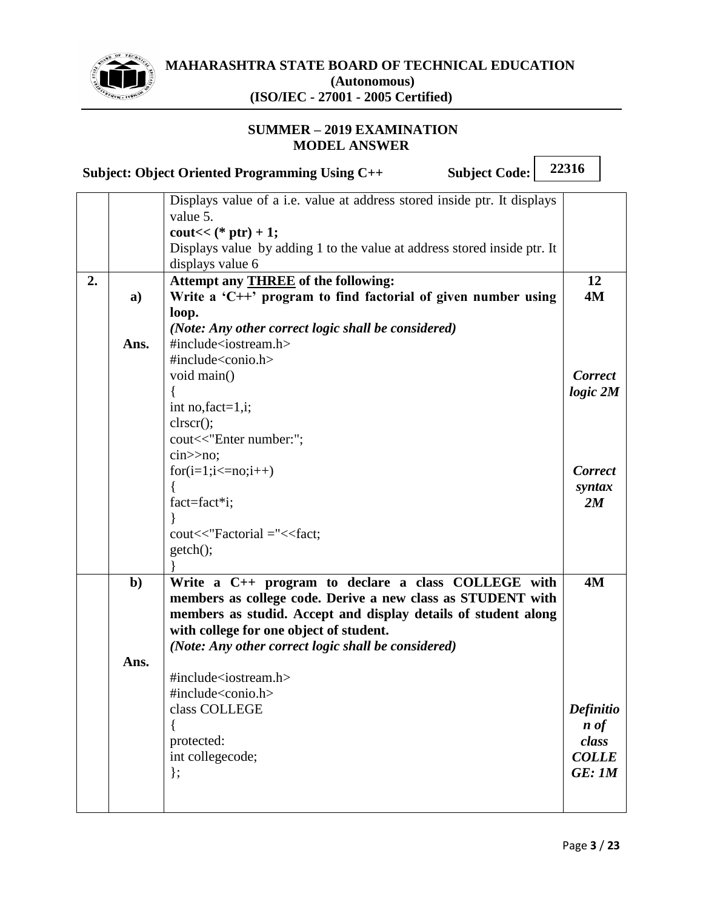| | | | |
|---|---|---|---|
| | | Displays value of a i.e. value at address stored inside ptr. It displays value 5.<br>**cout<< (* ptr) + 1;**<br>Displays value by adding 1 to the value at address stored inside ptr. It displays value 6 | |
| **2.** | | **Attempt any THREE of the following:** | **12** |
| | **a)** | **Write a 'C++' program to find factorial of given number using loop.**<br>***(Note: Any other correct logic shall be considered)*** | **4M** |
| | **Ans.** | #include<iostream.h><br>#include<conio.h><br>void main()<br>{<br>int no,fact=1,i;<br>clrscr();<br>cout<<"Enter number:";<br>cin>>no;<br>for(i=1;i<=no;i++)<br>{<br>fact=fact*i;<br>}<br>cout<<"Factorial ="<<fact;<br>getch();<br>} | ***Correct logic 2M***<br><br>***Correct syntax 2M*** |
| | **b)** | **Write a C++ program to declare a class COLLEGE with members as college code. Derive a new class as STUDENT with members as studid. Accept and display details of student along with college for one object of student.**<br>***(Note: Any other correct logic shall be considered)*** | **4M** |
| | **Ans.** | #include<iostream.h><br>#include<conio.h><br>class COLLEGE<br>{<br>protected:<br>int collegecode;<br>}; | ***Definition of class COLLEGE: 1M*** |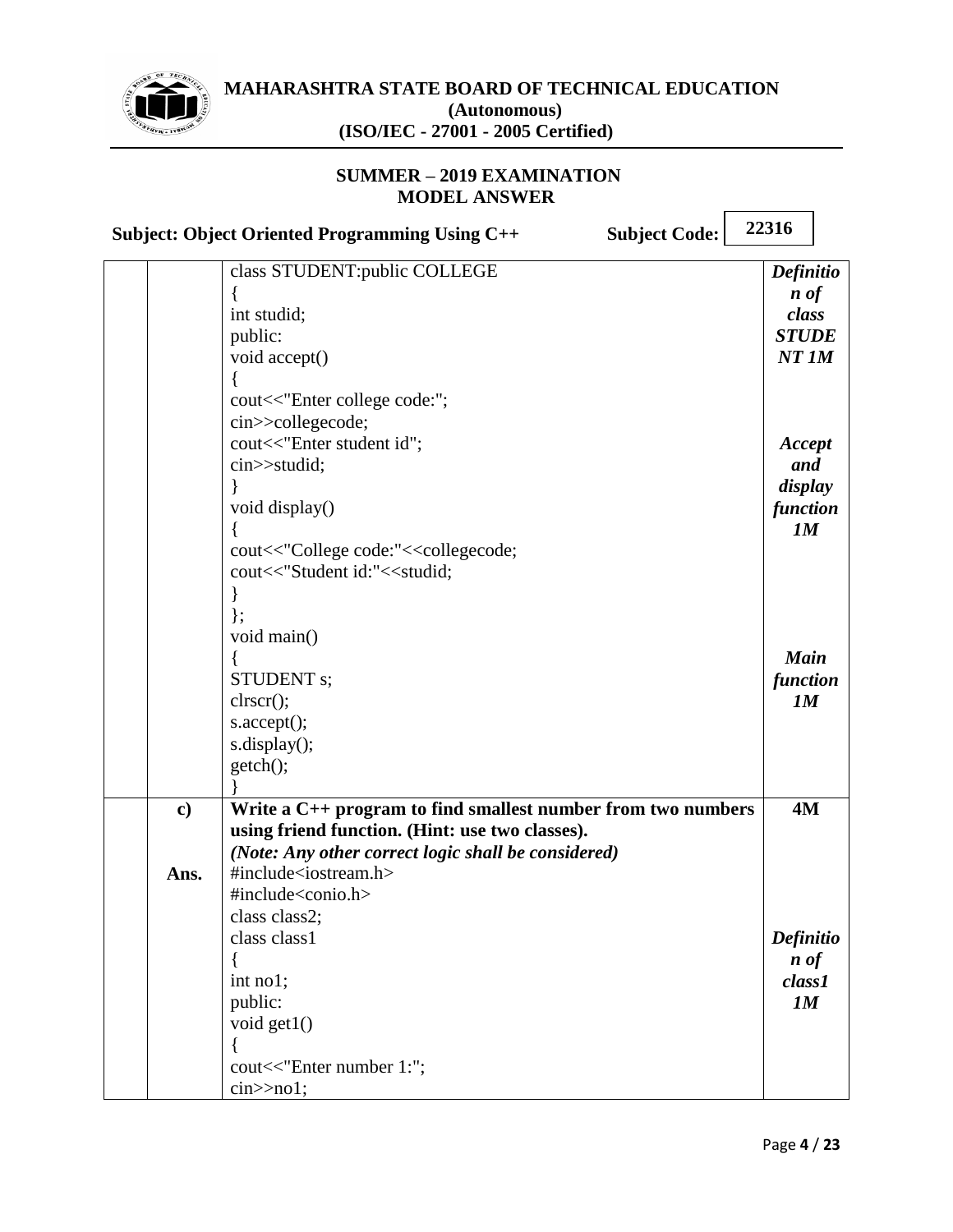| | | | |
|---|---|---|---|
| | | class STUDENT:public COLLEGE<br>{<br>int studid;<br>public:<br>void accept()<br>{<br>cout<<"Enter college code:";<br>cin>>collegecode;<br>cout<<"Enter student id";<br>cin>>studid;<br>}<br>void display()<br>{<br>cout<<"College code:"<<collegecode;<br>cout<<"Student id:"<<studid;<br>}<br>};<br>void main()<br>{<br>STUDENT s;<br>clrscr();<br>s.accept();<br>s.display();<br>getch();<br>} | ***Definition of class STUDENT 1M***<br><br>***Accept and display function 1M***<br><br>***Main function 1M*** |
| | **c)**<br><br><br>**Ans.** | **Write a C++ program to find smallest number from two numbers using friend function. (Hint: use two classes).**<br>***(Note: Any other correct logic shall be considered)***<br>#include<iostream.h><br>#include<conio.h><br>class class2;<br>class class1<br>{<br>int no1;<br>public:<br>void get1()<br>{<br>cout<<"Enter number 1:";<br>cin>>no1; | **4M**<br><br><br>***Definition of class1 1M*** |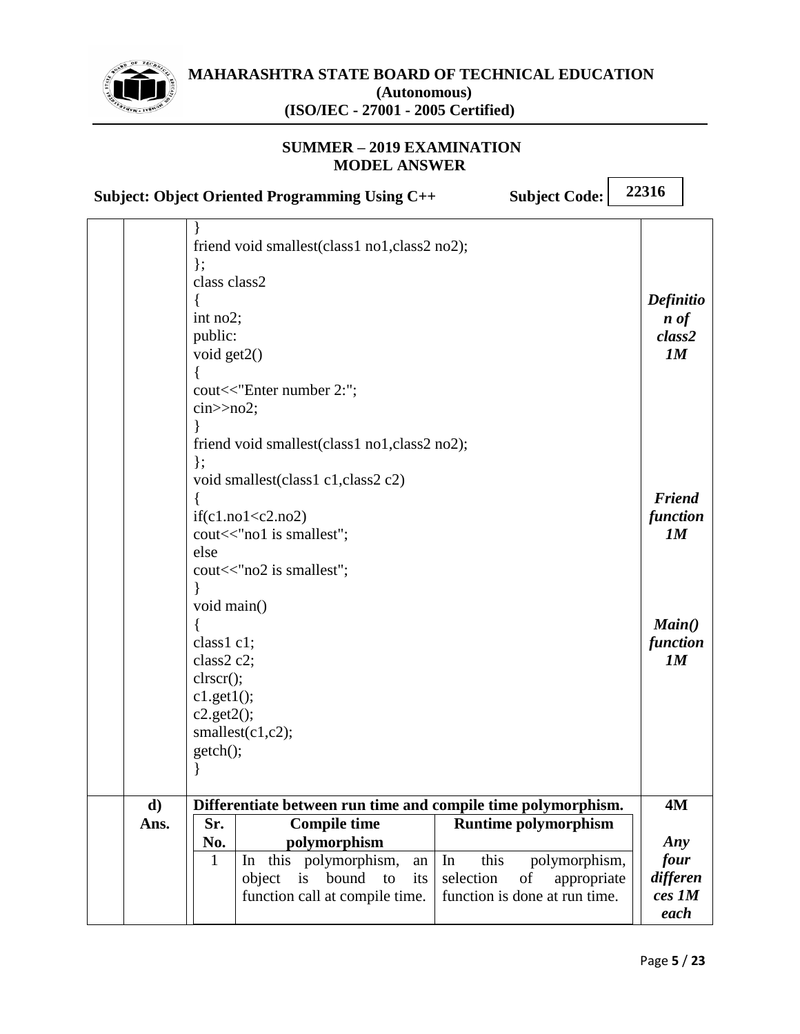```
}
friend void smallest(class1 no1,class2 no2);
};
class class2
{
int no2;
public:
void get2()
{
cout<<"Enter number 2:";
cin>>no2;
}
friend void smallest(class1 no1,class2 no2);
};
void smallest(class1 c1,class2 c2)
{
if(c1.no1<c2.no2)
cout<<"no1 is smallest";
else
cout<<"no2 is smallest";
}
void main()
{
class1 c1;
class2 c2;
clrscr();
c1.get1();
c2.get2();
smallest(c1,c2);
getch();
}
```

***Definition of class2 1M***

***Friend function 1M***

***Main() function 1M***

**d)** **Differentiate between run time and compile time polymorphism.** **4M**

**Ans.**

| Sr. No. | Compile time polymorphism | Runtime polymorphism |
|---|---|---|
| 1 | In this polymorphism, an object is bound to its function call at compile time. | In this polymorphism, selection of appropriate function is done at run time. |

***Any four differences 1M each***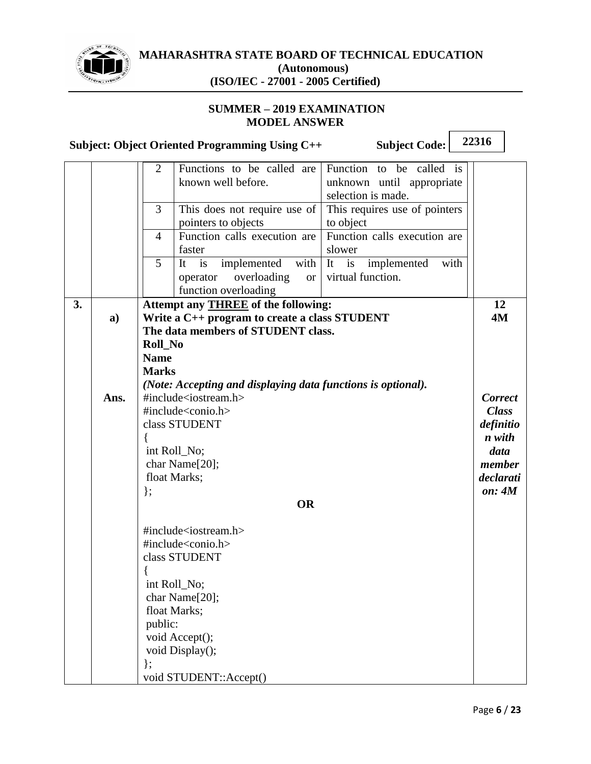| Sr. No. | Compile time polymorphism | Run time polymorphism |
|---|---|---|
| 2 | Functions to be called are known well before. | Function to be called is unknown until appropriate selection is made. |
| 3 | This does not require use of pointers to objects | This requires use of pointers to object |
| 4 | Function calls execution are faster | Function calls execution are slower |
| 5 | It is implemented with operator overloading or function overloading | It is implemented with virtual function. |

**3.** **Attempt any THREE of the following:** **12**

**a)** **Write a C++ program to create a class STUDENT** **4M**

**The data members of STUDENT class.**

**Roll_No**

**Name**

**Marks**

***(Note: Accepting and displaying data functions is optional).***

**Ans.**

***Correct Class definition with data member declaration: 4M***

```
#include<iostream.h>
#include<conio.h>
class STUDENT
{
 int Roll_No;
 char Name[20];
 float Marks;
};
```

**OR**

```
#include<iostream.h>
#include<conio.h>
class STUDENT
{
 int Roll_No;
 char Name[20];
 float Marks;
 public:
 void Accept();
 void Display();
};
void STUDENT::Accept()
```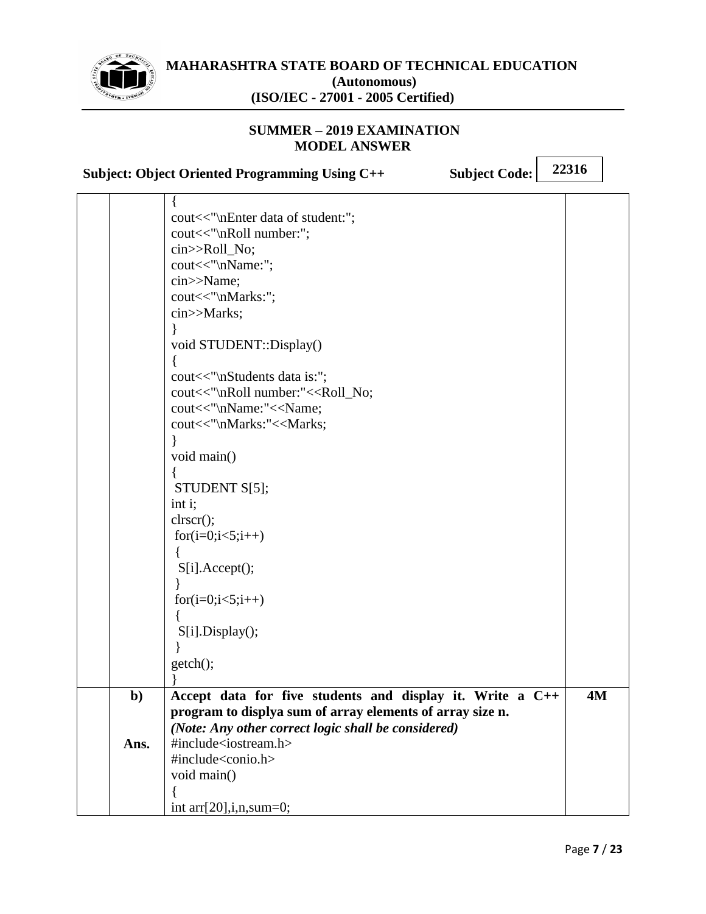```
{
cout<<"\nEnter data of student:";
cout<<"\nRoll number:";
cin>>Roll_No;
cout<<"\nName:";
cin>>Name;
cout<<"\nMarks:";
cin>>Marks;
}
void STUDENT::Display()
{
cout<<"\nStudents data is:";
cout<<"\nRoll number:"<<Roll_No;
cout<<"\nName:"<<Name;
cout<<"\nMarks:"<<Marks;
}
void main()
{
 STUDENT S[5];
int i;
clrscr();
 for(i=0;i<5;i++)
 {
  S[i].Accept();
 }
 for(i=0;i<5;i++)
 {
  S[i].Display();
 }
getch();
}
```

**b)** **Accept data for five students and display it. Write a C++ program to displya sum of array elements of array size n.** **4M**

***(Note: Any other correct logic shall be considered)***

**Ans.**

```
#include<iostream.h>
#include<conio.h>
void main()
{
int arr[20],i,n,sum=0;
```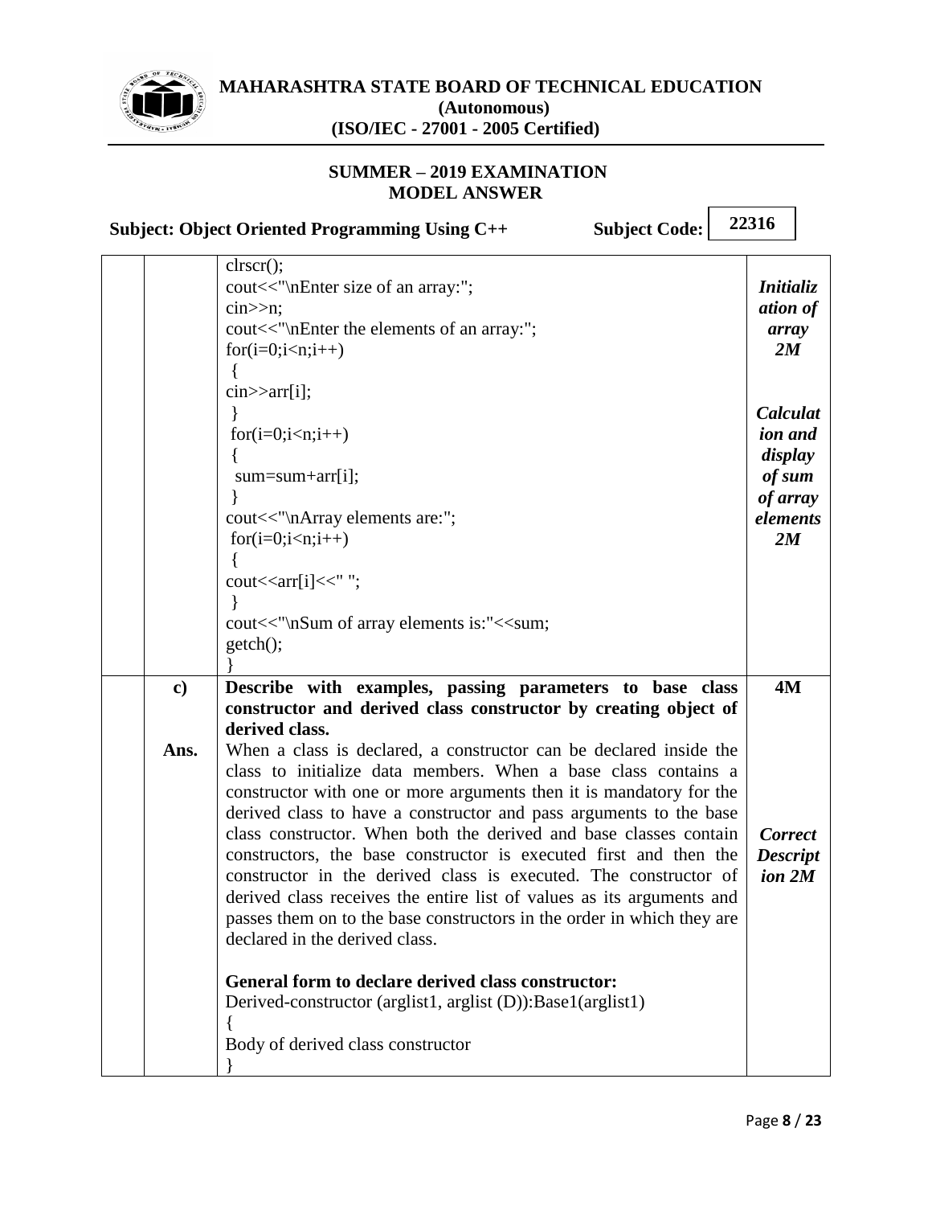| | | | |
|---|---|---|---|
| | | clrscr();<br>cout<<"\nEnter size of an array:";<br>cin>>n;<br>cout<<"\nEnter the elements of an array:";<br>for(i=0;i<n;i++)<br>{<br>cin>>arr[i];<br>}<br>for(i=0;i<n;i++)<br>{<br>sum=sum+arr[i];<br>}<br>cout<<"\nArray elements are:";<br>for(i=0;i<n;i++)<br>{<br>cout<<arr[i]<<" ";<br>}<br>cout<<"\nSum of array elements is:"<<sum;<br>getch();<br>} | ***Initialization of array 2M***<br><br>***Calculation and display of sum of array elements 2M*** |
| | **c)** | **Describe with examples, passing parameters to base class constructor and derived class constructor by creating object of derived class.** | **4M** |
| | **Ans.** | When a class is declared, a constructor can be declared inside the class to initialize data members. When a base class contains a constructor with one or more arguments then it is mandatory for the derived class to have a constructor and pass arguments to the base class constructor. When both the derived and base classes contain constructors, the base constructor is executed first and then the constructor in the derived class is executed. The constructor of derived class receives the entire list of values as its arguments and passes them on to the base constructors in the order in which they are declared in the derived class.<br><br>**General form to declare derived class constructor:**<br>Derived-constructor (arglist1, arglist (D)):Base1(arglist1)<br>{<br>Body of derived class constructor<br>} | ***Correct Description 2M*** |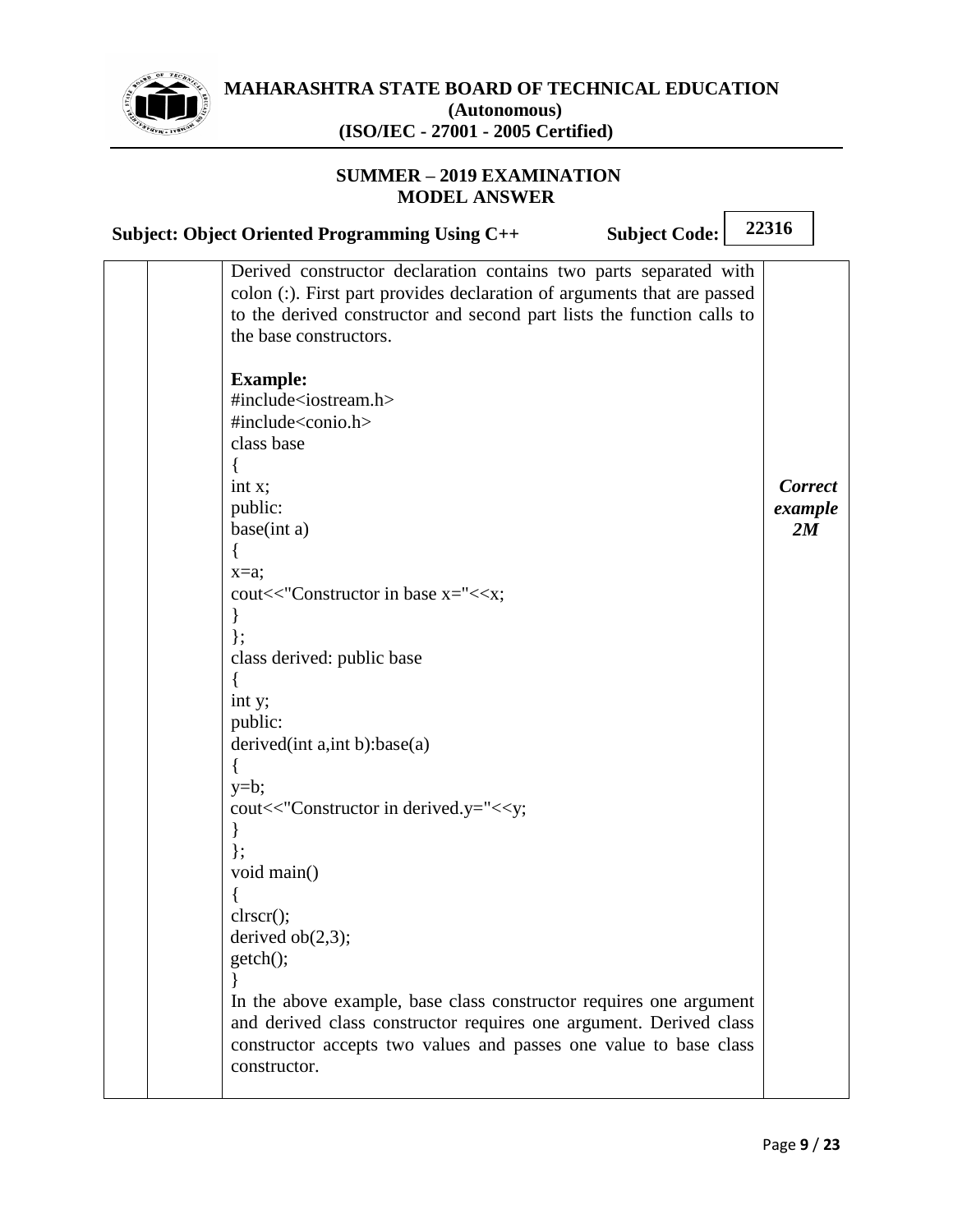Derived constructor declaration contains two parts separated with colon (:). First part provides declaration of arguments that are passed to the derived constructor and second part lists the function calls to the base constructors.

**Example:**

```
#include<iostream.h>
#include<conio.h>
class base
{
int x;
public:
base(int a)
{
x=a;
cout<<"Constructor in base x="<<x;
}
};
class derived: public base
{
int y;
public:
derived(int a,int b):base(a)
{
y=b;
cout<<"Constructor in derived.y="<<y;
}
};
void main()
{
clrscr();
derived ob(2,3);
getch();
}
```

In the above example, base class constructor requires one argument and derived class constructor requires one argument. Derived class constructor accepts two values and passes one value to base class constructor.

***Correct example 2M***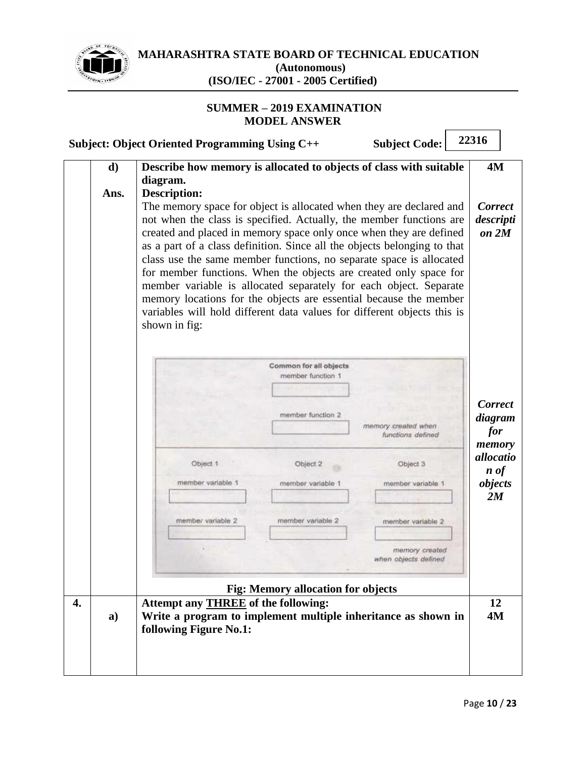| | | | |
|---|---|---|---|
| | **d)** | **Describe how memory is allocated to objects of class with suitable diagram.** | **4M** |
| | **Ans.** | **Description:**<br>The memory space for object is allocated when they are declared and not when the class is specified. Actually, the member functions are created and placed in memory space only once when they are defined as a part of a class definition. Since all the objects belonging to that class use the same member functions, no separate space is allocated for member functions. When the objects are created only space for member variable is allocated separately for each object. Separate memory locations for the objects are essential because the member variables will hold different data values for different objects this is shown in fig:<br><br>Common for all objects<br>member function 1<br>member function 2<br>memory created when functions defined<br><br>Object 1 / Object 2 / Object 3<br>member variable 1<br>member variable 2<br>memory created when objects defined<br><br>**Fig: Memory allocation for objects** | ***Correct description 2M***<br><br>***Correct diagram for memory allocation of objects 2M*** |
| **4.** | | **Attempt any THREE of the following:** | **12** |
| | **a)** | **Write a program to implement multiple inheritance as shown in following Figure No.1:** | **4M** |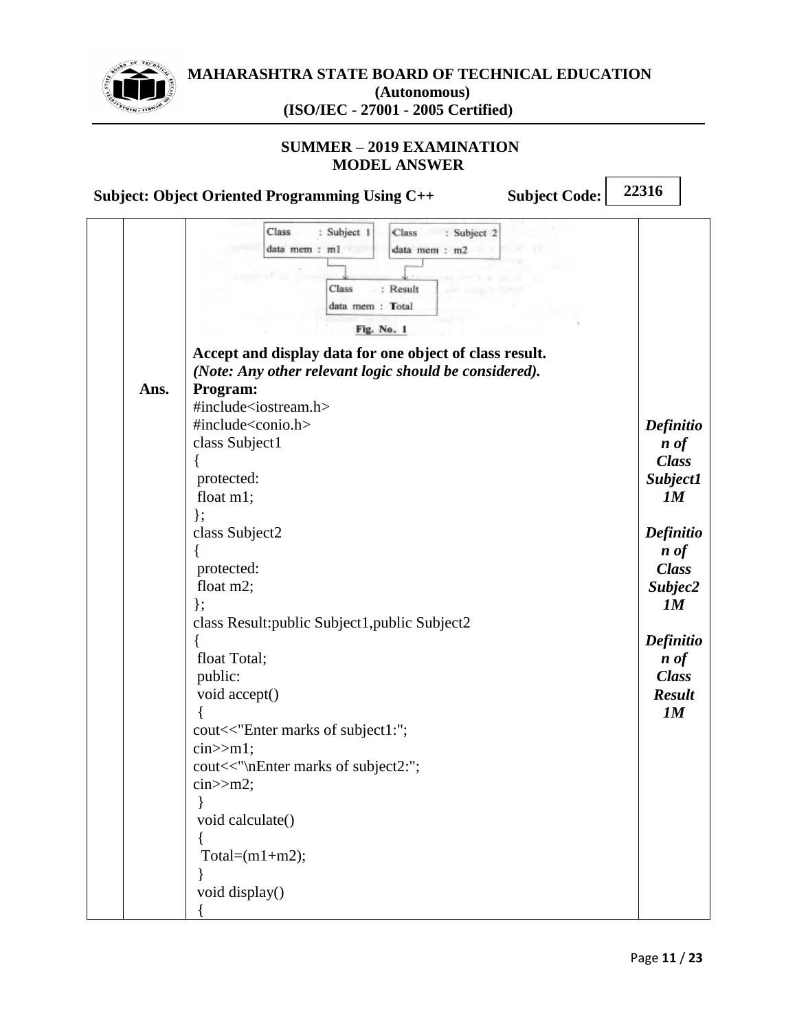| | | | |
|---|---|---|---|
| | | Class : Subject 1<br>data mem : m1<br><br>Class : Subject 2<br>data mem : m2<br><br>Class : Result<br>data mem : Total<br><br>Fig. No. 1 | |
| | **Ans.** | **Accept and display data for one object of class result.**<br>***(Note: Any other relevant logic should be considered).***<br>**Program:** | |

```
#include<iostream.h>
#include<conio.h>
class Subject1
{
 protected:
 float m1;
};
class Subject2
{
 protected:
 float m2;
};
class Result:public Subject1,public Subject2
{
 float Total;
 public:
 void accept()
 {
cout<<"Enter marks of subject1:";
cin>>m1;
cout<<"\nEnter marks of subject2:";
cin>>m2;
 }
 void calculate()
 {
  Total=(m1+m2);
 }
 void display()
 {
```

***Definition of Class Subject1 1M***

***Definition of Class Subjec2 1M***

***Definition of Class Result 1M***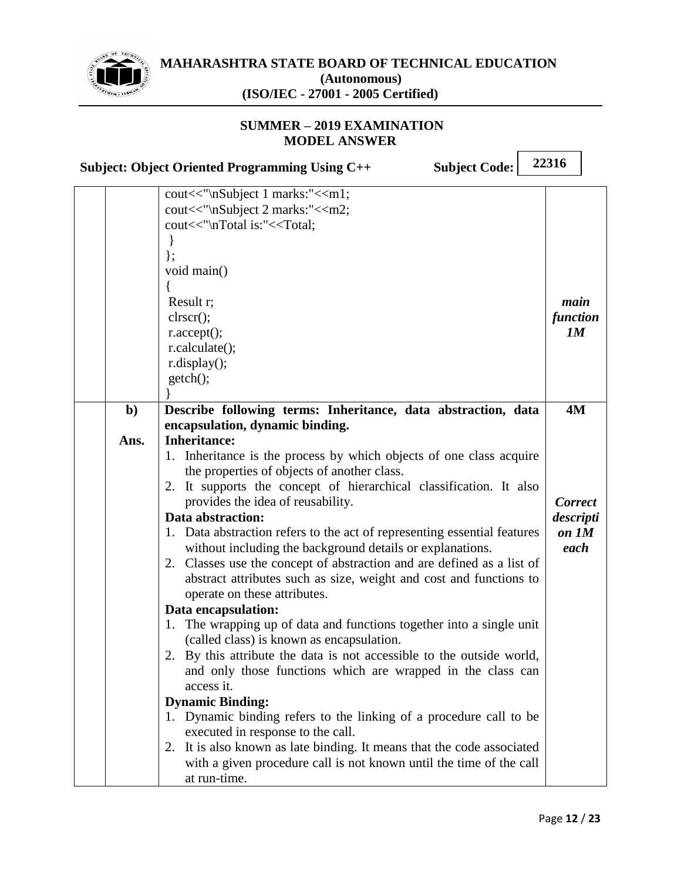```
cout<<"\nSubject 1 marks:"<<m1;
cout<<"\nSubject 2 marks:"<<m2;
cout<<"\nTotal is:"<<Total;
 }
};
void main()
{
 Result r;
 clrscr();
 r.accept();
 r.calculate();
 r.display();
 getch();
}
```

*main function 1M*

**b) Describe following terms: Inheritance, data abstraction, data encapsulation, dynamic binding.** **4M**

**Ans.**

*Correct description 1M each*

**Inheritance:**

1. Inheritance is the process by which objects of one class acquire the properties of objects of another class.
2. It supports the concept of hierarchical classification. It also provides the idea of reusability.

**Data abstraction:**

1. Data abstraction refers to the act of representing essential features without including the background details or explanations.
2. Classes use the concept of abstraction and are defined as a list of abstract attributes such as size, weight and cost and functions to operate on these attributes.

**Data encapsulation:**

1. The wrapping up of data and functions together into a single unit (called class) is known as encapsulation.
2. By this attribute the data is not accessible to the outside world, and only those functions which are wrapped in the class can access it.

**Dynamic Binding:**

1. Dynamic binding refers to the linking of a procedure call to be executed in response to the call.
2. It is also known as late binding. It means that the code associated with a given procedure call is not known until the time of the call at run-time.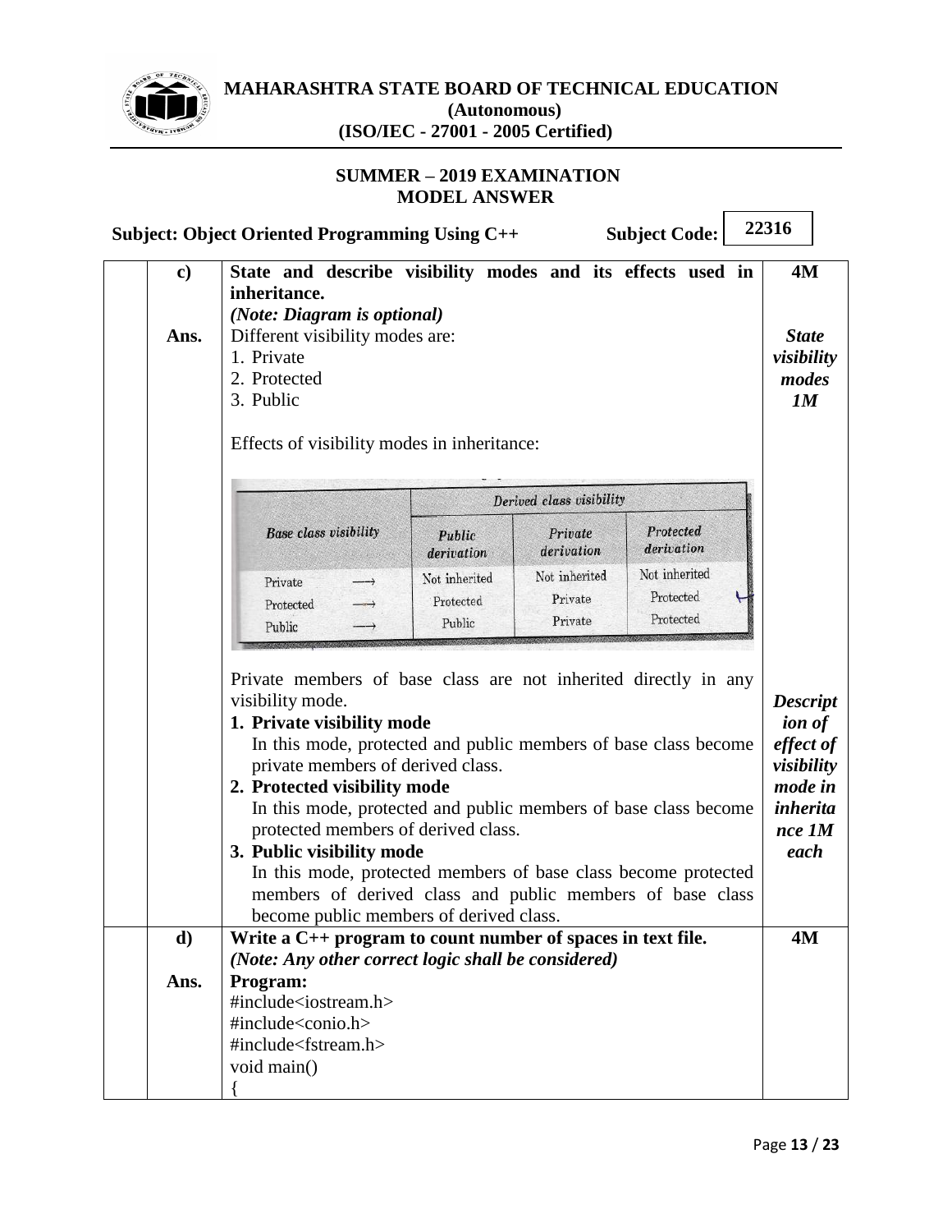# MAHARASHTRA STATE BOARD OF TECHNICAL EDUCATION
**(Autonomous)**
**(ISO/IEC - 27001 - 2005 Certified)**

**SUMMER – 2019 EXAMINATION**
**MODEL ANSWER**

**Subject: Object Oriented Programming Using C++** **Subject Code: 22316**

**c) State and describe visibility modes and its effects used in inheritance.** **4M**

***(Note: Diagram is optional)***

**Ans.** Different visibility modes are:

1. Private
2. Protected
3. Public

***State visibility modes 1M***

Effects of visibility modes in inheritance:

| Base class visibility | Derived class visibility | | |
|---|---|---|---|
| | Public derivation | Private derivation | Protected derivation |
| Private → | Not inherited | Not inherited | Not inherited |
| Protected → | Protected | Private | Protected |
| Public → | Public | Private | Protected |

Private members of base class are not inherited directly in any visibility mode.

1. **Private visibility mode**
   In this mode, protected and public members of base class become private members of derived class.
2. **Protected visibility mode**
   In this mode, protected and public members of base class become protected members of derived class.
3. **Public visibility mode**
   In this mode, protected members of base class become protected members of derived class and public members of base class become public members of derived class.

***Description of effect of visibility mode in inheritance 1M each***

**d) Write a C++ program to count number of spaces in text file.** **4M**

***(Note: Any other correct logic shall be considered)***

**Ans. Program:**

```
#include<iostream.h>
#include<conio.h>
#include<fstream.h>
void main()
{
```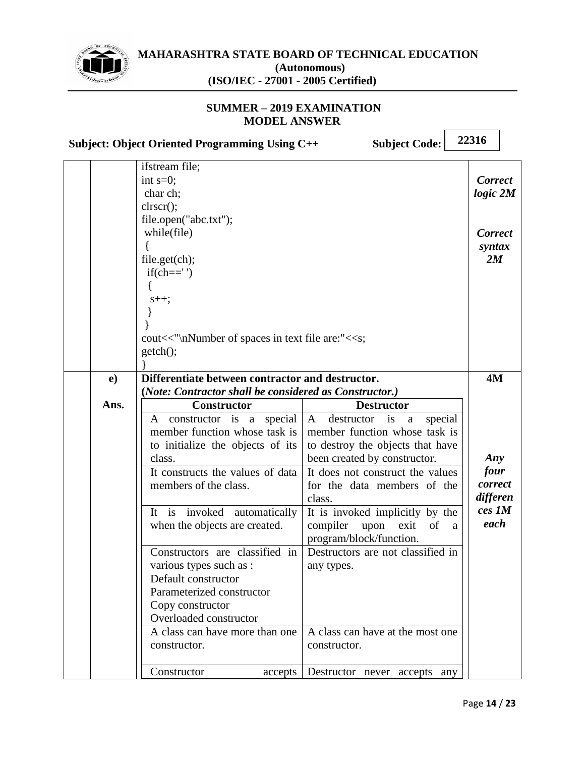```
ifstream file;
int s=0;
 char ch;
clrscr();
file.open("abc.txt");
 while(file)
 {
file.get(ch);
  if(ch==' ')
  {
   s++;
  }
 }
cout<<"\nNumber of spaces in text file are:"<<s;
getch();
}
```

*Correct logic 2M*

*Correct syntax 2M*

**e) Differentiate between contractor and destructor. — 4M**

**(*Note: Contractor shall be considered as Constructor.*)**

**Ans.**

| Constructor | Destructor |
|---|---|
| A constructor is a special member function whose task is to initialize the objects of its class. | A destructor is a special member function whose task is to destroy the objects that have been created by constructor. |
| It constructs the values of data members of the class. | It does not construct the values for the data members of the class. |
| It is invoked automatically when the objects are created. | It is invoked implicitly by the compiler upon exit of a program/block/function. |
| Constructors are classified in various types such as :<br>Default constructor<br>Parameterized constructor<br>Copy constructor<br>Overloaded constructor | Destructors are not classified in any types. |
| A class can have more than one constructor. | A class can have at the most one constructor. |
| Constructor accepts | Destructor never accepts any |

*Any four correct differences 1M each*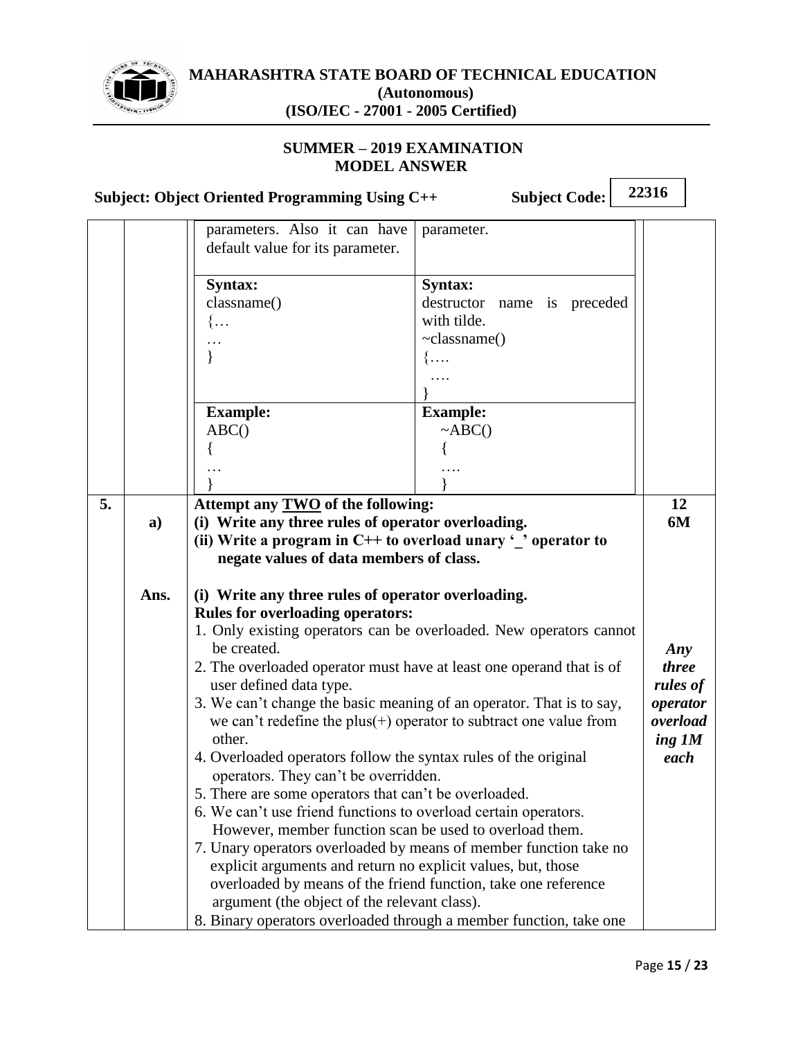| | | | | |
|---|---|---|---|---|
| | | parameters. Also it can have default value for its parameter. | parameter. | |
| | | **Syntax:**<br>classname()<br>{…<br>…<br>} | **Syntax:**<br>destructor name is preceded with tilde.<br>~classname()<br>{….<br>….<br>} | |
| | | **Example:**<br>ABC()<br>{<br>…<br>} | **Example:**<br>~ABC()<br>{<br>….<br>} | |

| | | | |
|---|---|---|---|
| **5.** | | **Attempt any TWO of the following:** | **12** |
| | **a)** | **(i) Write any three rules of operator overloading.**<br>**(ii) Write a program in C++ to overload unary '_' operator to negate values of data members of class.** | **6M** |
| | **Ans.** | **(i) Write any three rules of operator overloading.**<br>**Rules for overloading operators:**<br>1. Only existing operators can be overloaded. New operators cannot be created.<br>2. The overloaded operator must have at least one operand that is of user defined data type.<br>3. We can't change the basic meaning of an operator. That is to say, we can't redefine the plus(+) operator to subtract one value from other.<br>4. Overloaded operators follow the syntax rules of the original operators. They can't be overridden.<br>5. There are some operators that can't be overloaded.<br>6. We can't use friend functions to overload certain operators. However, member function scan be used to overload them.<br>7. Unary operators overloaded by means of member function take no explicit arguments and return no explicit values, but, those overloaded by means of the friend function, take one reference argument (the object of the relevant class).<br>8. Binary operators overloaded through a member function, take one | ***Any three rules of operator overloading 1M each*** |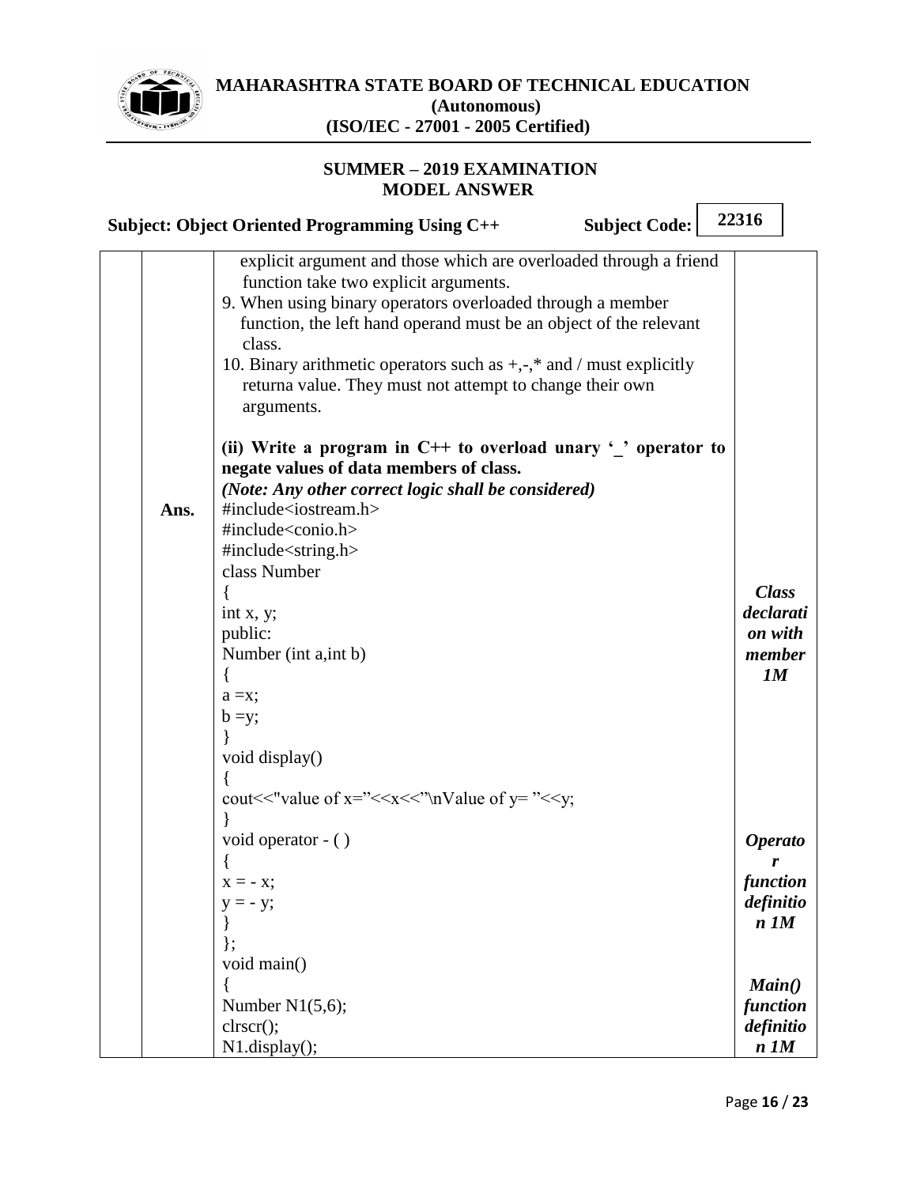explicit argument and those which are overloaded through a friend function take two explicit arguments.

9. When using binary operators overloaded through a member function, the left hand operand must be an object of the relevant class.
10. Binary arithmetic operators such as +,-,* and / must explicitly returna value. They must not attempt to change their own arguments.

**(ii) Write a program in C++ to overload unary '_' operator to negate values of data members of class.**

***(Note: Any other correct logic shall be considered)***

**Ans.**

```
#include<iostream.h>
#include<conio.h>
#include<string.h>
class Number
{
int x, y;
public:
Number (int a,int b)
{
a =x;
b =y;
}
void display()
{
cout<<"value of x="<<x<<"\nValue of y= "<<y;
}
void operator - ( )
{
x = - x;
y = - y;
}
};
void main()
{
Number N1(5,6);
clrscr();
N1.display();
```

***Class declaration with member 1M***

***Operator function definition 1M***

***Main() function definition 1M***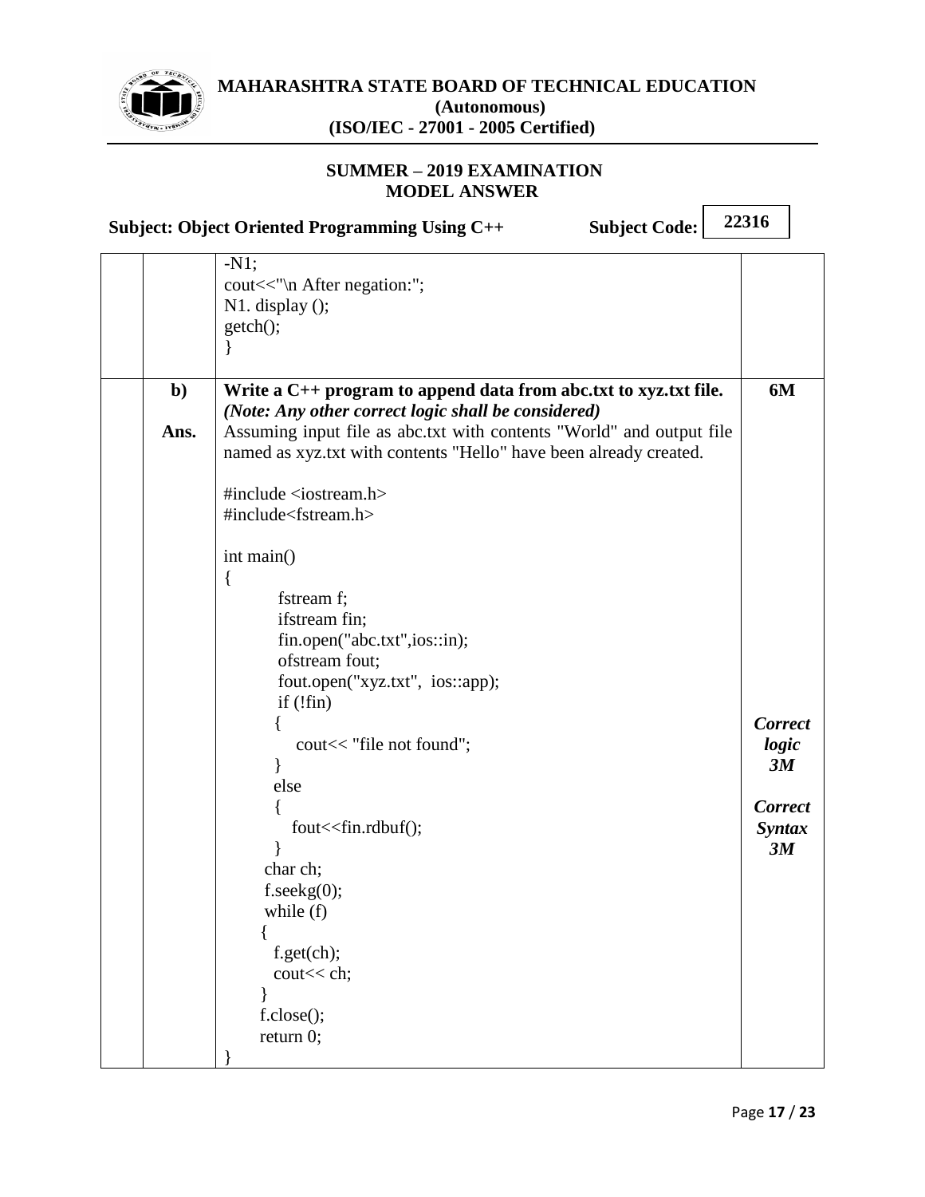| | | | |
|---|---|---|---|
| | | -N1;<br>cout<<"\n After negation:";<br>N1. display ();<br>getch();<br>} | |
| | **b)** | **Write a C++ program to append data from abc.txt to xyz.txt file.**<br>***(Note: Any other correct logic shall be considered)*** | **6M** |
| | **Ans.** | Assuming input file as abc.txt with contents "World" and output file named as xyz.txt with contents "Hello" have been already created. | |
| | | (code below) | ***Correct logic 3M***<br><br>***Correct Syntax 3M*** |

```
#include <iostream.h>
#include<fstream.h>

int main()
{
        fstream f;
        ifstream fin;
        fin.open("abc.txt",ios::in);
        ofstream fout;
        fout.open("xyz.txt",  ios::app);
        if (!fin)
        {
            cout<< "file not found";
        }
        else
        {
           fout<<fin.rdbuf();
        }
       char ch;
       f.seekg(0);
       while (f)
       {
         f.get(ch);
         cout<< ch;
       }
      f.close();
      return 0;
}
```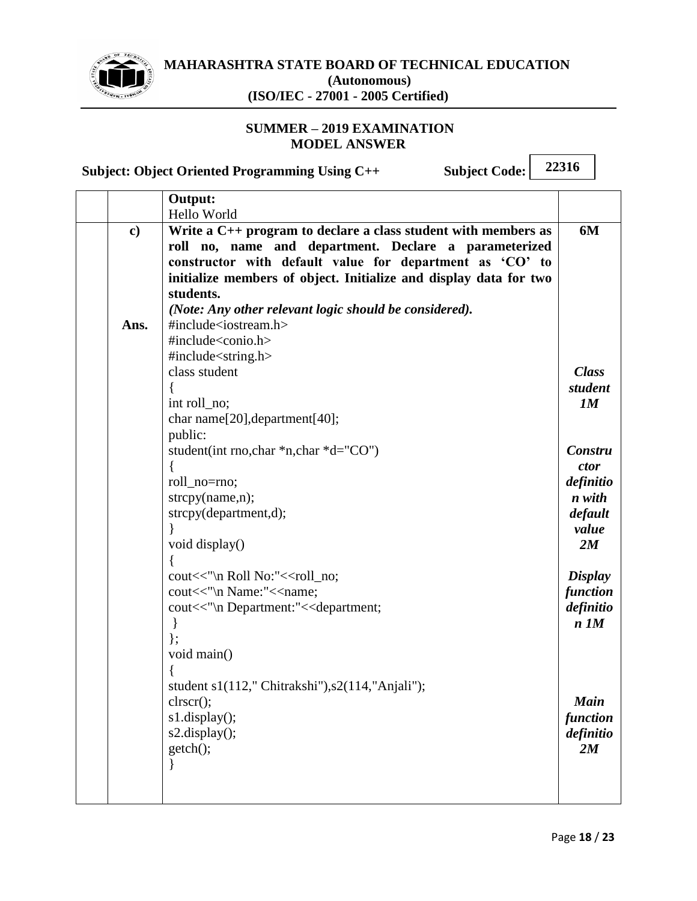**Output:**

Hello World

**c)** **Write a C++ program to declare a class student with members as roll no, name and department. Declare a parameterized constructor with default value for department as 'CO' to initialize members of object. Initialize and display data for two students.** **6M**

***(Note: Any other relevant logic should be considered).***

**Ans.**

```
#include<iostream.h>
#include<conio.h>
#include<string.h>
class student
{
int roll_no;
char name[20],department[40];
public:
student(int rno,char *n,char *d="CO")
{
roll_no=rno;
strcpy(name,n);
strcpy(department,d);
}
void display()
{
cout<<"\n Roll No:"<<roll_no;
cout<<"\n Name:"<<name;
cout<<"\n Department:"<<department;
 }
};
void main()
{
student s1(112," Chitrakshi"),s2(114,"Anjali");
clrscr();
s1.display();
s2.display();
getch();
}
```

*Class student 1M*

*Constructor definition with default value 2M*

*Display function definition 1M*

*Main function definition 2M*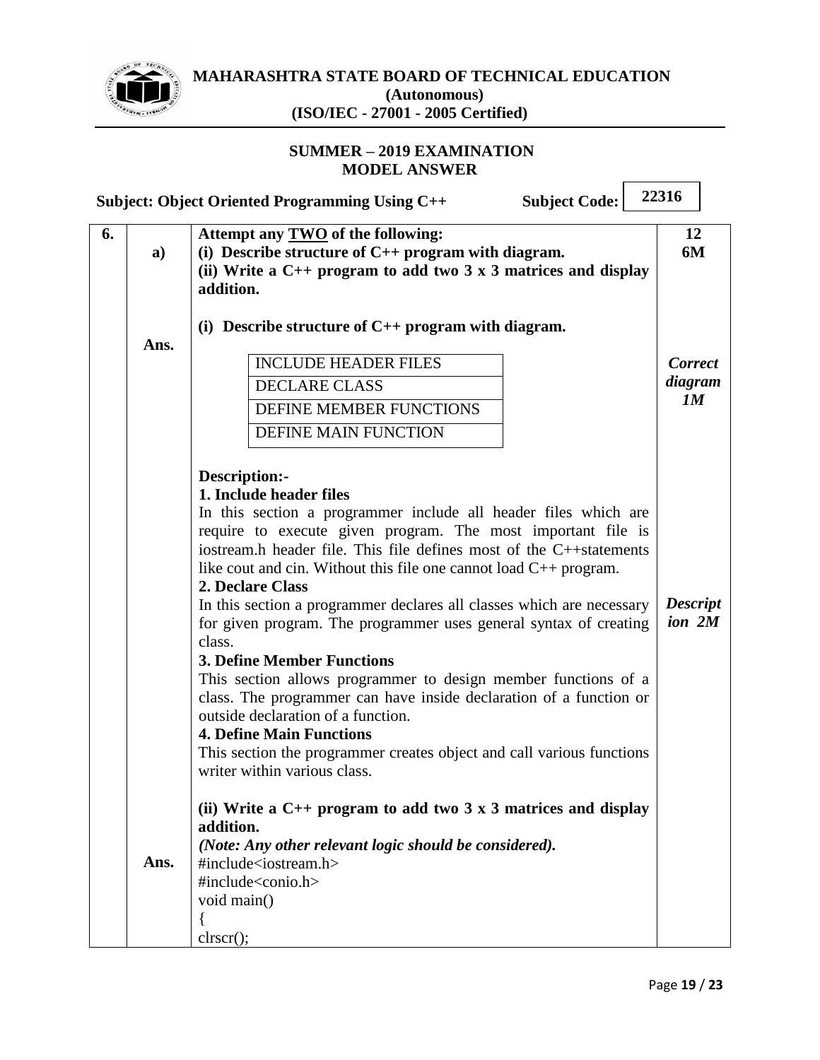# MAHARASHTRA STATE BOARD OF TECHNICAL EDUCATION
**(Autonomous)**
**(ISO/IEC - 27001 - 2005 Certified)**

**SUMMER – 2019 EXAMINATION**
**MODEL ANSWER**

**Subject: Object Oriented Programming Using C++ Subject Code: 22316**

| | | | |
|---|---|---|---|
| **6.** | | **Attempt any TWO of the following:** | **12** |
| | **a)** | **(i) Describe structure of C++ program with diagram.**<br>**(ii) Write a C++ program to add two 3 x 3 matrices and display addition.** | **6M** |
| | **Ans.** | **(i) Describe structure of C++ program with diagram.**<br><br>INCLUDE HEADER FILES<br>DECLARE CLASS<br>DEFINE MEMBER FUNCTIONS<br>DEFINE MAIN FUNCTION | ***Correct diagram 1M*** |
| | | **Description:-**<br>**1. Include header files**<br>In this section a programmer include all header files which are require to execute given program. The most important file is iostream.h header file. This file defines most of the C++statements like cout and cin. Without this file one cannot load C++ program.<br>**2. Declare Class**<br>In this section a programmer declares all classes which are necessary for given program. The programmer uses general syntax of creating class.<br>**3. Define Member Functions**<br>This section allows programmer to design member functions of a class. The programmer can have inside declaration of a function or outside declaration of a function.<br>**4. Define Main Functions**<br>This section the programmer creates object and call various functions writer within various class. | ***Description 2M*** |
| | **Ans.** | **(ii) Write a C++ program to add two 3 x 3 matrices and display addition.**<br>***(Note: Any other relevant logic should be considered).***<br>#include<iostream.h><br>#include<conio.h><br>void main()<br>{<br>clrscr(); | |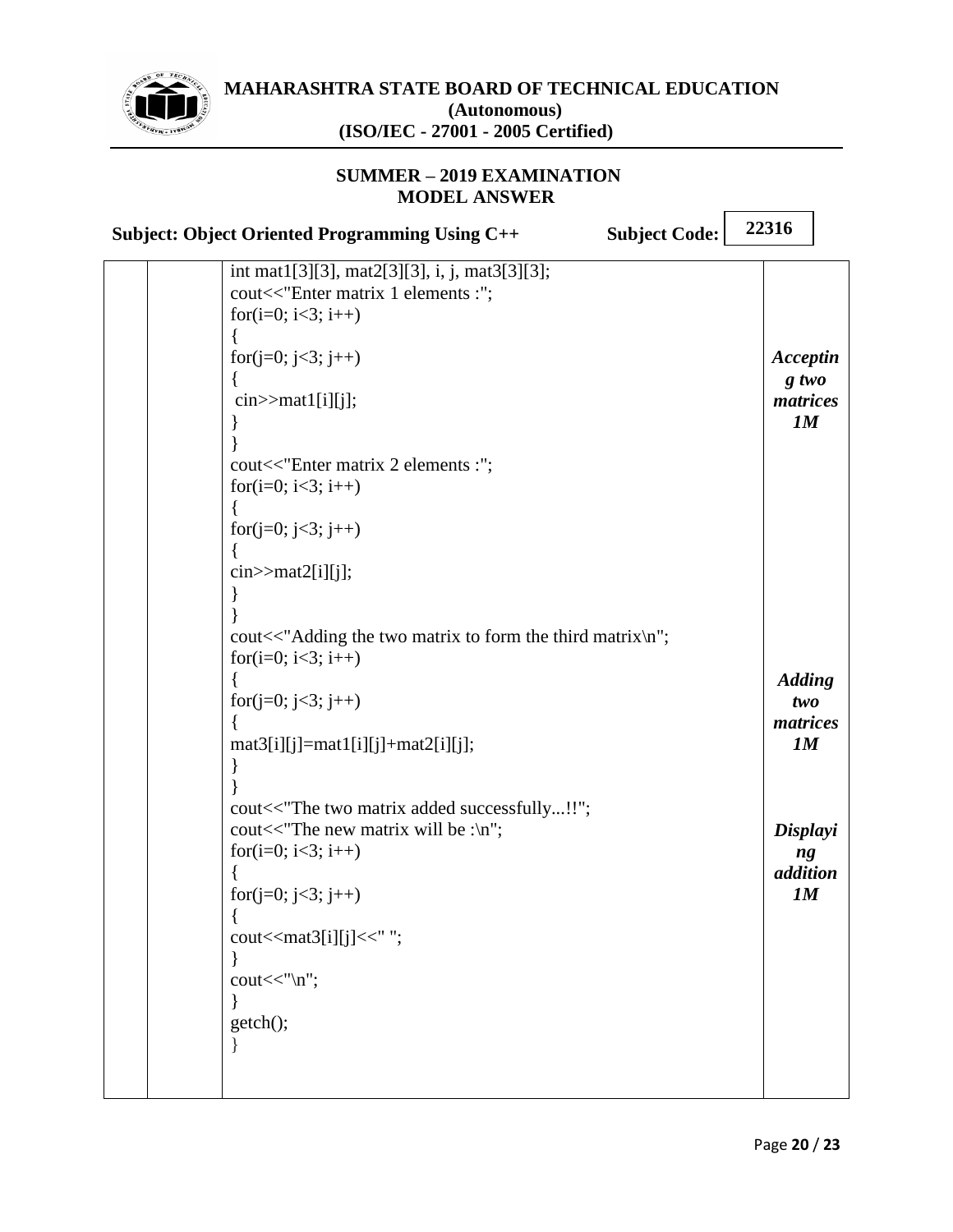| | | | |
|---|---|---|---|
| | | ```<br>int mat1[3][3], mat2[3][3], i, j, mat3[3][3];<br>cout<<"Enter matrix 1 elements :";<br>for(i=0; i<3; i++)<br>{<br>for(j=0; j<3; j++)<br>{<br> cin>>mat1[i][j];<br>}<br>}<br>cout<<"Enter matrix 2 elements :";<br>for(i=0; i<3; i++)<br>{<br>for(j=0; j<3; j++)<br>{<br>cin>>mat2[i][j];<br>}<br>}<br>``` | ***Accepting two matrices 1M*** |
| | | ```<br>cout<<"Adding the two matrix to form the third matrix\n";<br>for(i=0; i<3; i++)<br>{<br>for(j=0; j<3; j++)<br>{<br>mat3[i][j]=mat1[i][j]+mat2[i][j];<br>}<br>}<br>``` | ***Adding two matrices 1M*** |
| | | ```<br>cout<<"The two matrix added successfully...!!";<br>cout<<"The new matrix will be :\n";<br>for(i=0; i<3; i++)<br>{<br>for(j=0; j<3; j++)<br>{<br>cout<<mat3[i][j]<<" ";<br>}<br>cout<<"\n";<br>}<br>getch();<br>}<br>``` | ***Displaying addition 1M*** |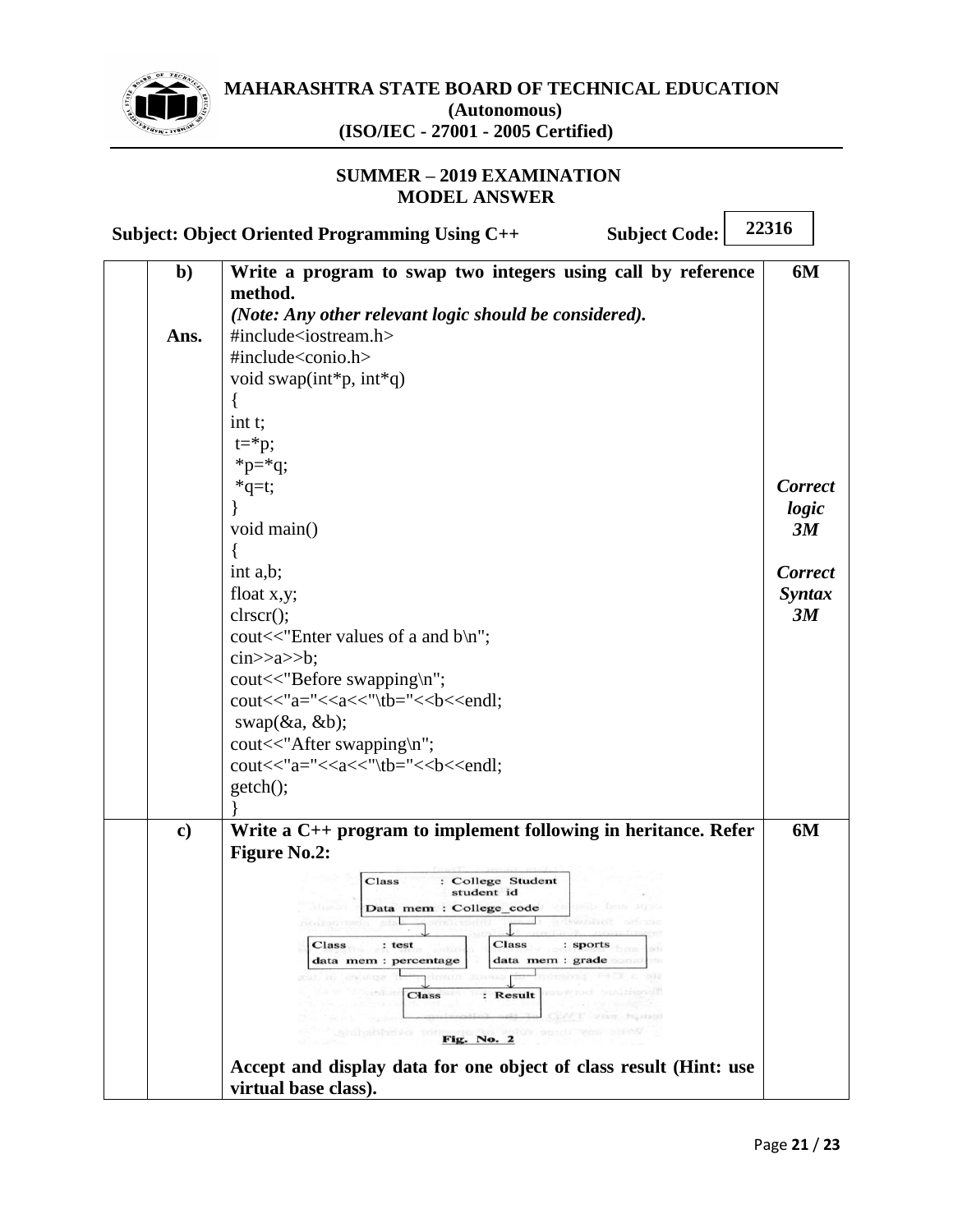| | | | |
|---|---|---|---|
| | **b)** | **Write a program to swap two integers using call by reference method.** | **6M** |
| | | ***(Note: Any other relevant logic should be considered).*** | |
| | **Ans.** | (see code below) | ***Correct logic 3M*** <br> ***Correct Syntax 3M*** |

```
#include<iostream.h>
#include<conio.h>
void swap(int*p, int*q)
{
int t;
 t=*p;
 *p=*q;
 *q=t;
}
void main()
{
int a,b;
float x,y;
clrscr();
cout<<"Enter values of a and b\n";
cin>>a>>b;
cout<<"Before swapping\n";
cout<<"a="<<a<<"\tb="<<b<<endl;
 swap(&a, &b);
cout<<"After swapping\n";
cout<<"a="<<a<<"\tb="<<b<<endl;
getch();
}
```

| | | | |
|---|---|---|---|
| | **c)** | **Write a C++ program to implement following in heritance. Refer Figure No.2:** | **6M** |

Class : College Student
student id
Data mem : College_code

Class : test
data mem : percentage

Class : sports
data mem : grade

Class : Result

**Fig. No. 2**

**Accept and display data for one object of class result (Hint: use virtual base class).**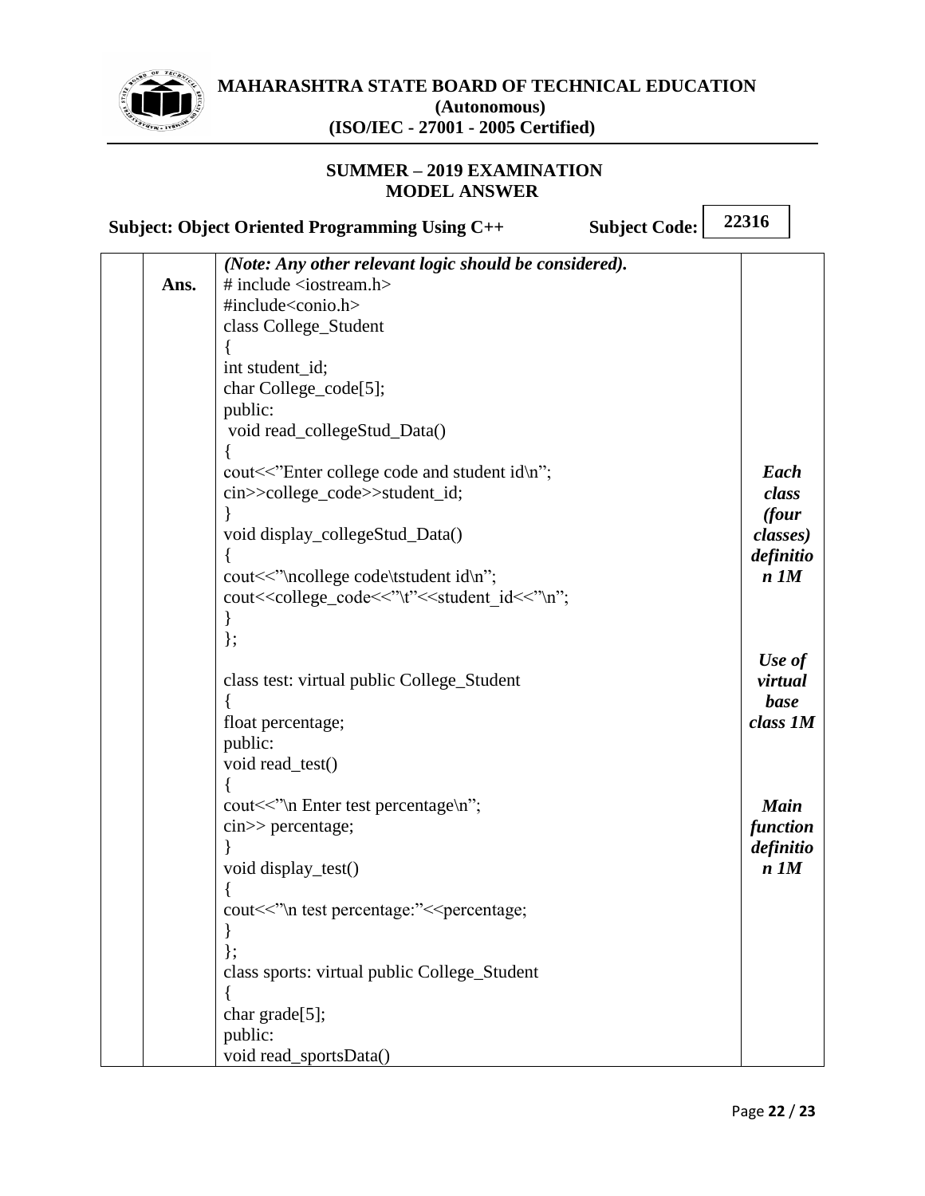*(Note: Any other relevant logic should be considered).*

**Ans.**

```
# include <iostream.h>
#include<conio.h>
class College_Student
{
int student_id;
char College_code[5];
public:
 void read_collegeStud_Data()
{
cout<<"Enter college code and student id\n";
cin>>college_code>>student_id;
}
void display_collegeStud_Data()
{
cout<<"\ncollege code\tstudent id\n";
cout<<college_code<<"\t"<<student_id<<"\n";
}
};

class test: virtual public College_Student
{
float percentage;
public:
void read_test()
{
cout<<"\n Enter test percentage\n";
cin>> percentage;
}
void display_test()
{
cout<<"\n test percentage:"<<percentage;
}
};
class sports: virtual public College_Student
{
char grade[5];
public:
void read_sportsData()
```

*Each class (four classes) definition 1M*

*Use of virtual base class 1M*

*Main function definition 1M*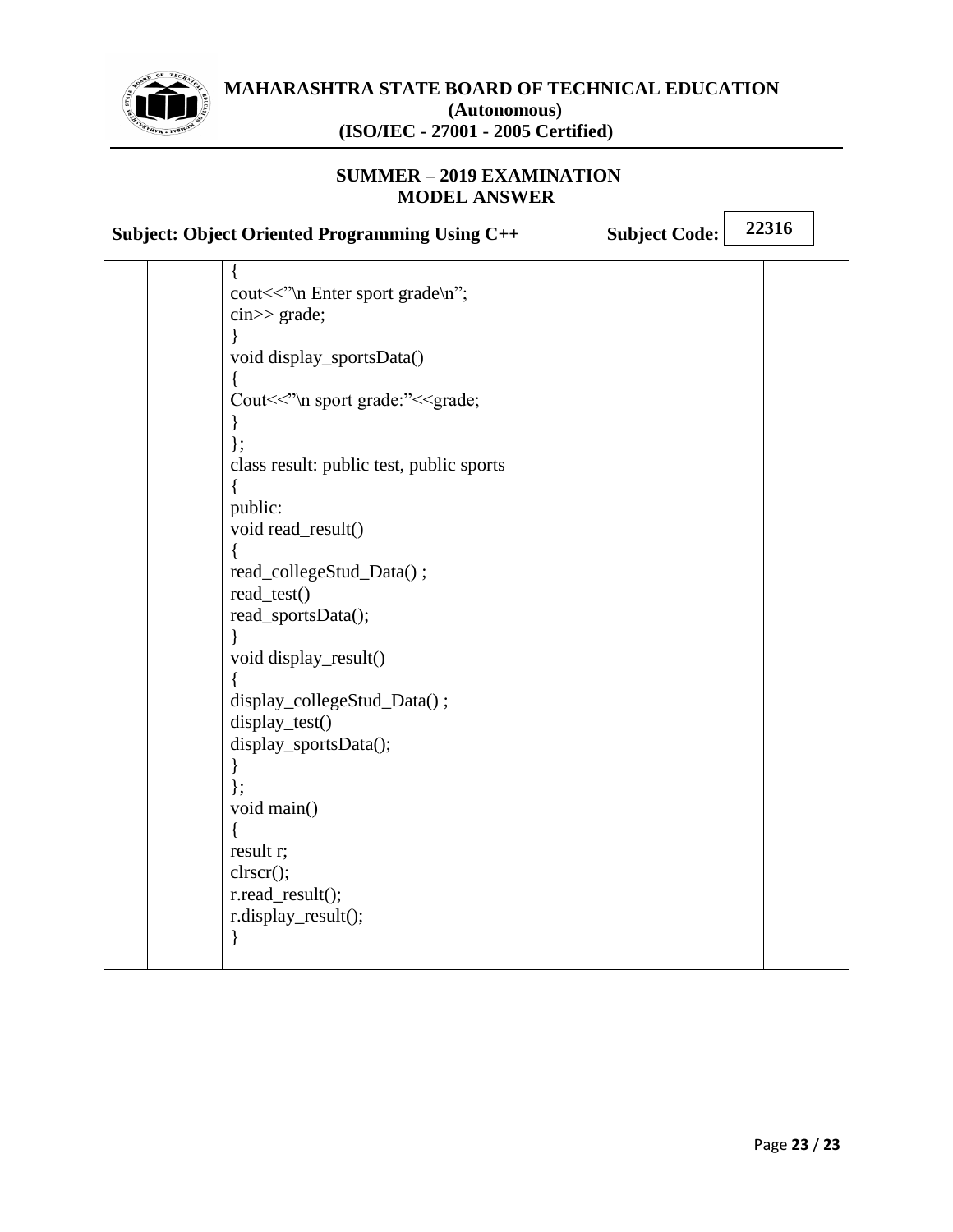```
{
cout<<"\n Enter sport grade\n";
cin>> grade;
}
void display_sportsData()
{
Cout<<"\n sport grade:"<<grade;
}
};
class result: public test, public sports
{
public:
void read_result()
{
read_collegeStud_Data() ;
read_test()
read_sportsData();
}
void display_result()
{
display_collegeStud_Data() ;
display_test()
display_sportsData();
}
};
void main()
{
result r;
clrscr();
r.read_result();
r.display_result();
}
```